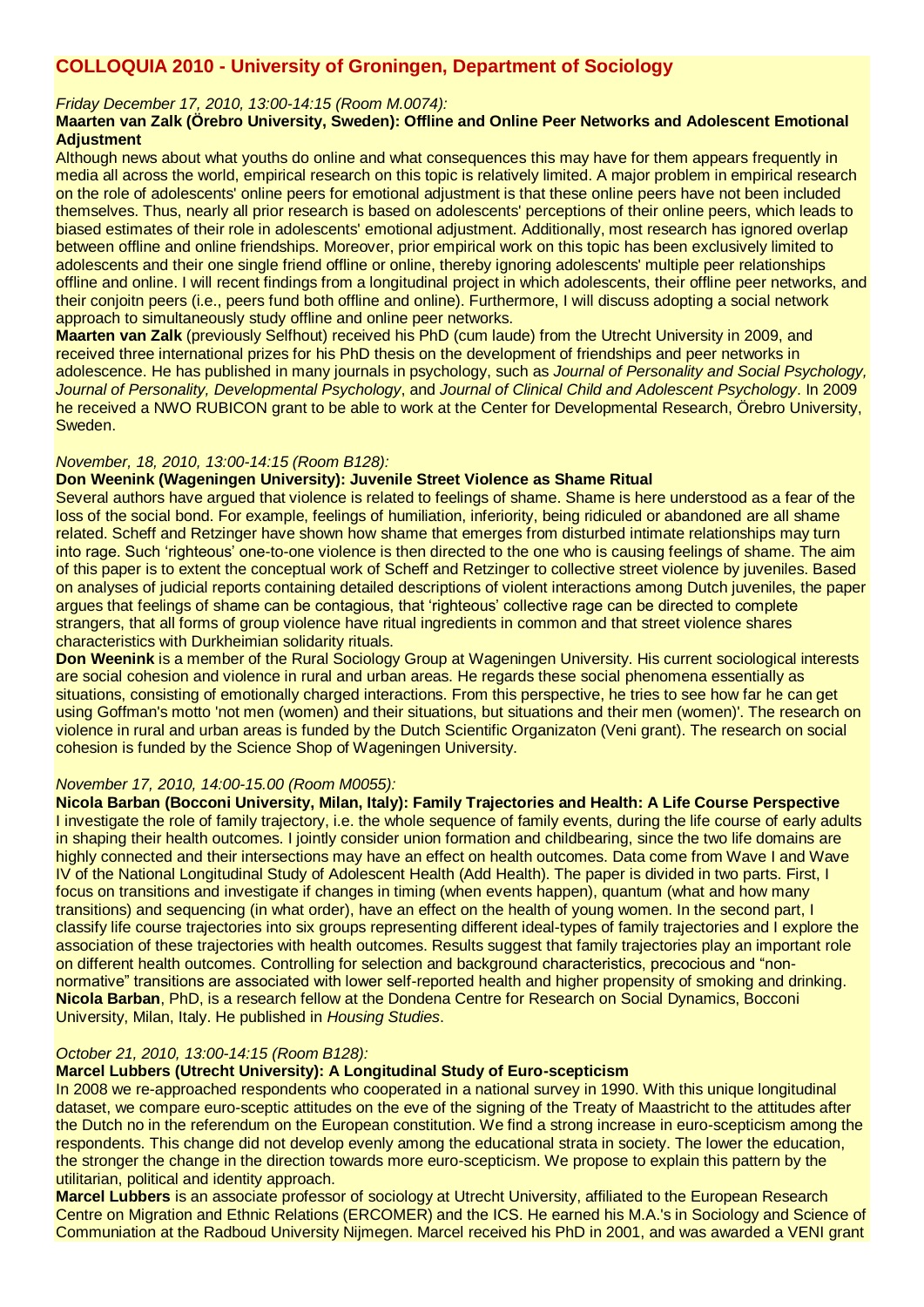# COLLOQUIA 2010 - University of Groningen, Department of Sociology

*Friday December 17, 2010, 13:00-14:15 (Room M.0074):*

**Maarten van Zalk (Örebro University, Sweden): Offline and Online Peer Networks and Adolescent Emotional Adjustment**

Although news about what youths do online and what consequences this may have for them appears frequently in media all across the world, empirical research on this topic is relatively limited. A major problem in empirical research on the role of adolescents' online peers for emotional adjustment is that these online peers have not been included themselves. Thus, nearly all prior research is based on adolescents' perceptions of their online peers, which leads to biased estimates of their role in adolescents' emotional adjustment. Additionally, most research has ignored overlap between offline and online friendships. Moreover, prior empirical work on this topic has been exclusively limited to adolescents and their one single friend offline or online, thereby ignoring adolescents' multiple peer relationships offline and online. I will recent findings from a longitudinal project in which adolescents, their offline peer networks, and their conjoitn peers (i.e., peers fund both offline and online). Furthermore, I will discuss adopting a social network approach to simultaneously study offline and online peer networks.

**Maarten van Zalk** (previously Selfhout) received his PhD (cum laude) from the Utrecht University in 2009, and received three international prizes for his PhD thesis on the development of friendships and peer networks in adolescence. He has published in many journals in psychology, such as *Journal of Personality and Social Psychology, Journal of Personality, Developmental Psychology*, and *Journal of Clinical Child and Adolescent Psychology*. In 2009 he received a NWO RUBICON grant to be able to work at the Center for Developmental Research, Örebro University, Sweden.

*November, 18, 2010, 13:00-14:15 (Room B128):*

**Don Weenink (Wageningen University): Juvenile Street Violence as Shame Ritual**

Several authors have argued that violence is related to feelings of shame. Shame is here understood as a fear of the loss of the social bond. For example, feelings of humiliation, inferiority, being ridiculed or abandoned are all shame related. Scheff and Retzinger have shown how shame that emerges from disturbed intimate relationships may turn into rage. Such 'righteous' one-to-one violence is then directed to the one who is causing feelings of shame. The aim of this paper is to extent the conceptual work of Scheff and Retzinger to collective street violence by juveniles. Based on analyses of judicial reports containing detailed descriptions of violent interactions among Dutch juveniles, the paper argues that feelings of shame can be contagious, that 'righteous' collective rage can be directed to complete strangers, that all forms of group violence have ritual ingredients in common and that street violence shares characteristics with Durkheimian solidarity rituals.

**Don Weenink** is a member of the Rural Sociology Group at Wageningen University. His current sociological interests are social cohesion and violence in rural and urban areas. He regards these social phenomena essentially as situations, consisting of emotionally charged interactions. From this perspective, he tries to see how far he can get using Goffman's motto 'not men (women) and their situations, but situations and their men (women)'. The research on violence in rural and urban areas is funded by the Dutch Scientific Organizaton (Veni grant). The research on social cohesion is funded by the Science Shop of Wageningen University.

*November 17, 2010, 14:00-15.00 (Room M0055):*

**Nicola Barban (Bocconi University, Milan, Italy): Family Trajectories and Health: A Life Course Perspective**

I investigate the role of family trajectory, i.e. the whole sequence of family events, during the life course of early adults in shaping their health outcomes. I jointly consider union formation and childbearing, since the two life domains are highly connected and their intersections may have an effect on health outcomes. Data come from Wave I and Wave IV of the National Longitudinal Study of Adolescent Health (Add Health). The paper is divided in two parts. First, I focus on transitions and investigate if changes in timing (when events happen), quantum (what and how many transitions) and sequencing (in what order), have an effect on the health of young women. In the second part, I classify life course trajectories into six groups representing different ideal-types of family trajectories and I explore the association of these trajectories with health outcomes. Results suggest that family trajectories play an important role on different health outcomes. Controlling for selection and background characteristics, precocious and "non-normative" transitions are associated with lower self-reported health and higher propensity of smoking and drinking.

**Nicola Barban**, PhD, is a research fellow at the Dondena Centre for Research on Social Dynamics, Bocconi University, Milan, Italy. He published in *Housing Studies*.

*October 21, 2010, 13:00-14:15 (Room B128):*

**Marcel Lubbers (Utrecht University): A Longitudinal Study of Euro-scepticism**

In 2008 we re-approached respondents who cooperated in a national survey in 1990. With this unique longitudinal dataset, we compare euro-sceptic attitudes on the eve of the signing of the Treaty of Maastricht to the attitudes after the Dutch no in the referendum on the European constitution. We find a strong increase in euro-scepticism among the respondents. This change did not develop evenly among the educational strata in society. The lower the education, the stronger the change in the direction towards more euro-scepticism. We propose to explain this pattern by the utilitarian, political and identity approach.

**Marcel Lubbers** is an associate professor of sociology at Utrecht University, affiliated to the European Research Centre on Migration and Ethnic Relations (ERCOMER) and the ICS. He earned his M.A.'s in Sociology and Science of Communiation at the Radboud University Nijmegen. Marcel received his PhD in 2001, and was awarded a VENI grant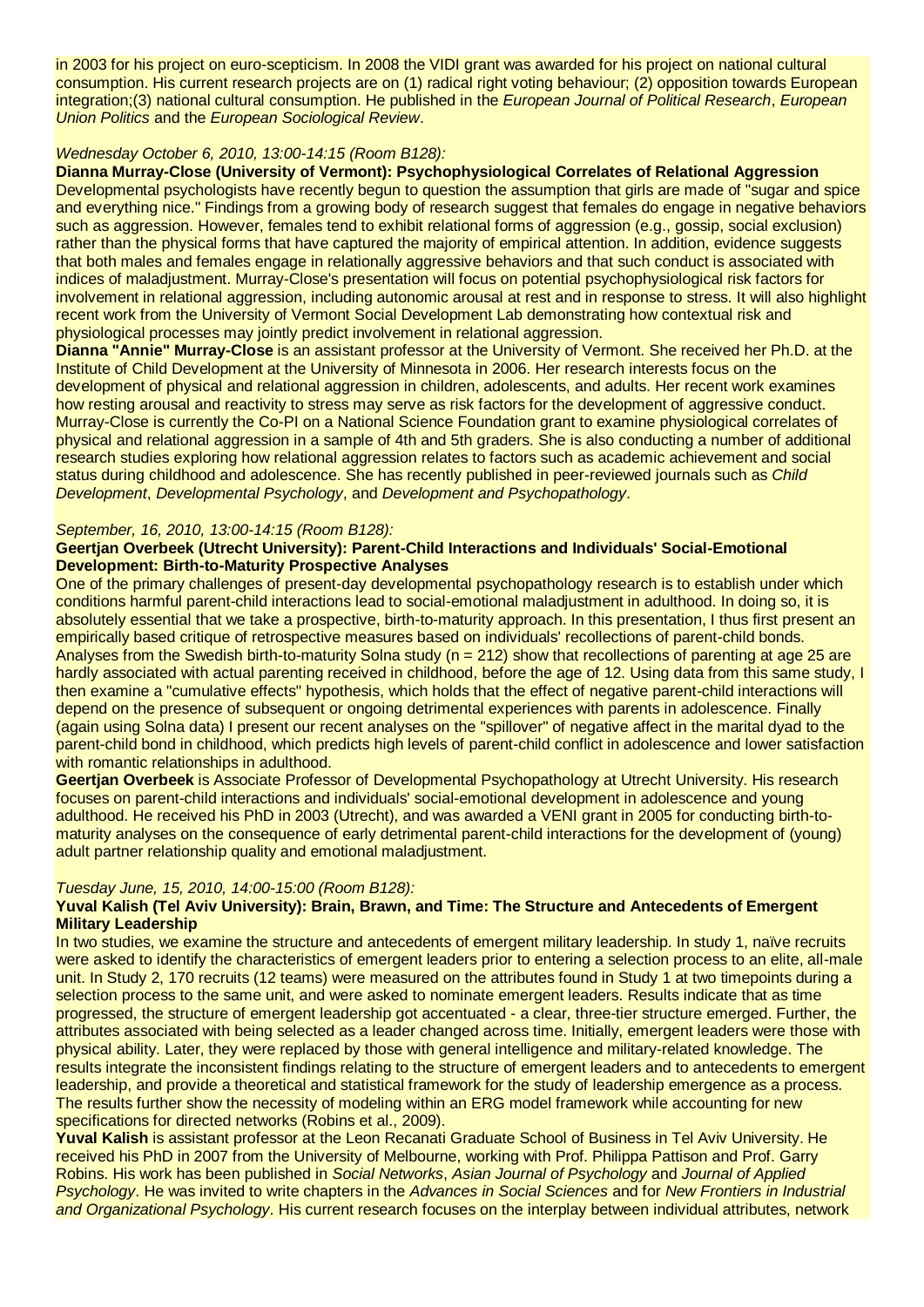in 2003 for his project on euro-scepticism. In 2008 the VIDI grant was awarded for his project on national cultural consumption. His current research projects are on (1) radical right voting behaviour; (2) opposition towards European integration;(3) national cultural consumption. He published in the *European Journal of Political Research*, *European Union Politics* and the *European Sociological Review*.

*Wednesday October 6, 2010, 13:00-14:15 (Room B128):*

**Dianna Murray-Close (University of Vermont): Psychophysiological Correlates of Relational Aggression**

Developmental psychologists have recently begun to question the assumption that girls are made of "sugar and spice and everything nice." Findings from a growing body of research suggest that females do engage in negative behaviors such as aggression. However, females tend to exhibit relational forms of aggression (e.g., gossip, social exclusion) rather than the physical forms that have captured the majority of empirical attention. In addition, evidence suggests that both males and females engage in relationally aggressive behaviors and that such conduct is associated with indices of maladjustment. Murray-Close's presentation will focus on potential psychophysiological risk factors for involvement in relational aggression, including autonomic arousal at rest and in response to stress. It will also highlight recent work from the University of Vermont Social Development Lab demonstrating how contextual risk and physiological processes may jointly predict involvement in relational aggression.

**Dianna "Annie" Murray-Close** is an assistant professor at the University of Vermont. She received her Ph.D. at the Institute of Child Development at the University of Minnesota in 2006. Her research interests focus on the development of physical and relational aggression in children, adolescents, and adults. Her recent work examines how resting arousal and reactivity to stress may serve as risk factors for the development of aggressive conduct. Murray-Close is currently the Co-PI on a National Science Foundation grant to examine physiological correlates of physical and relational aggression in a sample of 4th and 5th graders. She is also conducting a number of additional research studies exploring how relational aggression relates to factors such as academic achievement and social status during childhood and adolescence. She has recently published in peer-reviewed journals such as *Child Development*, *Developmental Psychology*, and *Development and Psychopathology*.

*September, 16, 2010, 13:00-14:15 (Room B128):*

**Geertjan Overbeek (Utrecht University): Parent-Child Interactions and Individuals' Social-Emotional Development: Birth-to-Maturity Prospective Analyses**

One of the primary challenges of present-day developmental psychopathology research is to establish under which conditions harmful parent-child interactions lead to social-emotional maladjustment in adulthood. In doing so, it is absolutely essential that we take a prospective, birth-to-maturity approach. In this presentation, I thus first present an empirically based critique of retrospective measures based on individuals' recollections of parent-child bonds. Analyses from the Swedish birth-to-maturity Solna study (n = 212) show that recollections of parenting at age 25 are hardly associated with actual parenting received in childhood, before the age of 12. Using data from this same study, I then examine a "cumulative effects" hypothesis, which holds that the effect of negative parent-child interactions will depend on the presence of subsequent or ongoing detrimental experiences with parents in adolescence. Finally (again using Solna data) I present our recent analyses on the "spillover" of negative affect in the marital dyad to the parent-child bond in childhood, which predicts high levels of parent-child conflict in adolescence and lower satisfaction with romantic relationships in adulthood.

**Geertjan Overbeek** is Associate Professor of Developmental Psychopathology at Utrecht University. His research focuses on parent-child interactions and individuals' social-emotional development in adolescence and young adulthood. He received his PhD in 2003 (Utrecht), and was awarded a VENI grant in 2005 for conducting birth-to-maturity analyses on the consequence of early detrimental parent-child interactions for the development of (young) adult partner relationship quality and emotional maladjustment.

*Tuesday June, 15, 2010, 14:00-15:00 (Room B128):*

**Yuval Kalish (Tel Aviv University): Brain, Brawn, and Time: The Structure and Antecedents of Emergent Military Leadership**

In two studies, we examine the structure and antecedents of emergent military leadership. In study 1, naïve recruits were asked to identify the characteristics of emergent leaders prior to entering a selection process to an elite, all-male unit. In Study 2, 170 recruits (12 teams) were measured on the attributes found in Study 1 at two timepoints during a selection process to the same unit, and were asked to nominate emergent leaders. Results indicate that as time progressed, the structure of emergent leadership got accentuated - a clear, three-tier structure emerged. Further, the attributes associated with being selected as a leader changed across time. Initially, emergent leaders were those with physical ability. Later, they were replaced by those with general intelligence and military-related knowledge. The results integrate the inconsistent findings relating to the structure of emergent leaders and to antecedents to emergent leadership, and provide a theoretical and statistical framework for the study of leadership emergence as a process. The results further show the necessity of modeling within an ERG model framework while accounting for new specifications for directed networks (Robins et al., 2009).

**Yuval Kalish** is assistant professor at the Leon Recanati Graduate School of Business in Tel Aviv University. He received his PhD in 2007 from the University of Melbourne, working with Prof. Philippa Pattison and Prof. Garry Robins. His work has been published in *Social Networks*, *Asian Journal of Psychology* and *Journal of Applied Psychology*. He was invited to write chapters in the *Advances in Social Sciences* and for *New Frontiers in Industrial and Organizational Psychology*. His current research focuses on the interplay between individual attributes, network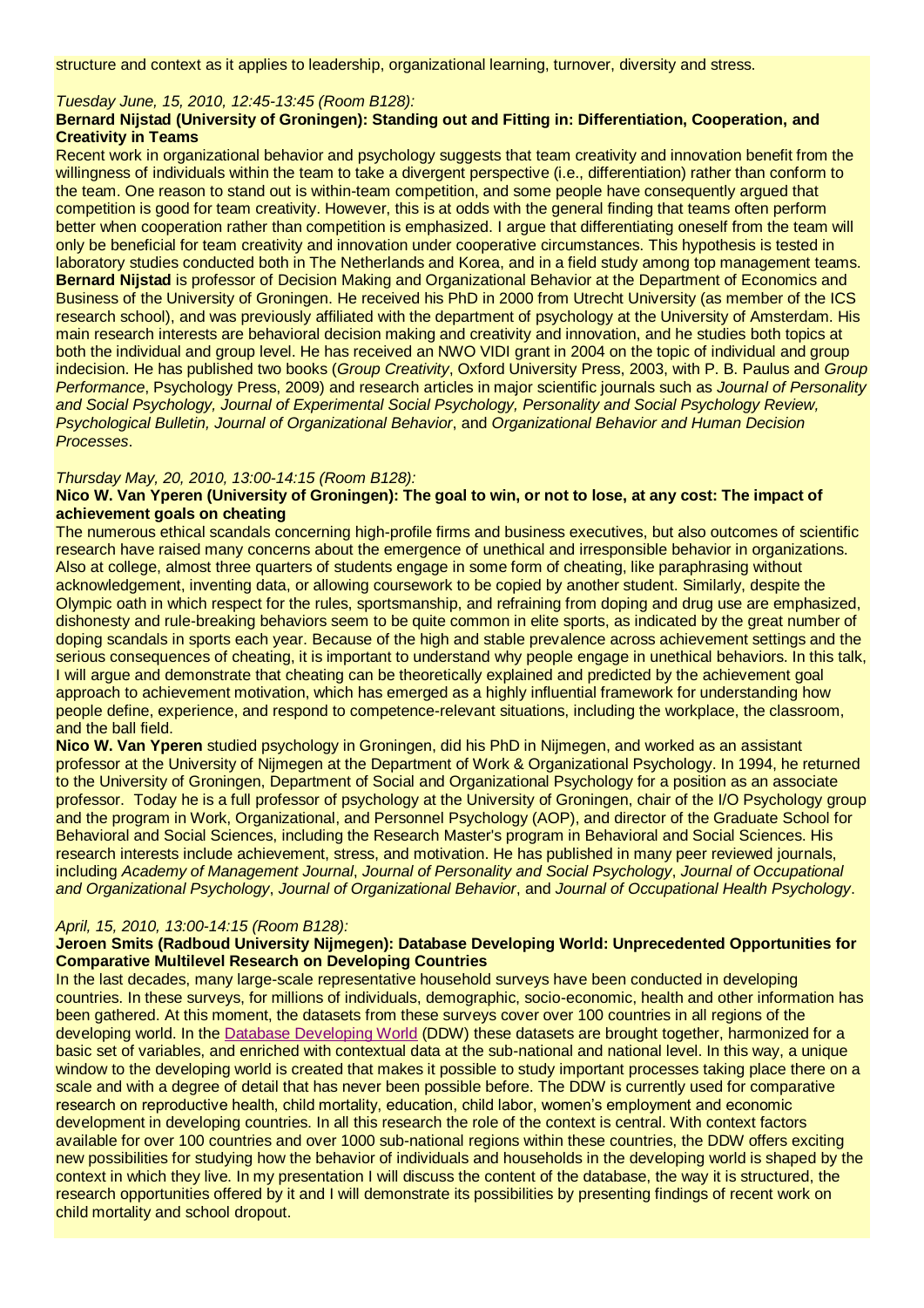structure and context as it applies to leadership, organizational learning, turnover, diversity and stress.

*Tuesday June, 15, 2010, 12:45-13:45 (Room B128):*

**Bernard Nijstad (University of Groningen): Standing out and Fitting in: Differentiation, Cooperation, and Creativity in Teams**

Recent work in organizational behavior and psychology suggests that team creativity and innovation benefit from the willingness of individuals within the team to take a divergent perspective (i.e., differentiation) rather than conform to the team. One reason to stand out is within-team competition, and some people have consequently argued that competition is good for team creativity. However, this is at odds with the general finding that teams often perform better when cooperation rather than competition is emphasized. I argue that differentiating oneself from the team will only be beneficial for team creativity and innovation under cooperative circumstances. This hypothesis is tested in laboratory studies conducted both in The Netherlands and Korea, and in a field study among top management teams.

**Bernard Nijstad** is professor of Decision Making and Organizational Behavior at the Department of Economics and Business of the University of Groningen. He received his PhD in 2000 from Utrecht University (as member of the ICS research school), and was previously affiliated with the department of psychology at the University of Amsterdam. His main research interests are behavioral decision making and creativity and innovation, and he studies both topics at both the individual and group level. He has received an NWO VIDI grant in 2004 on the topic of individual and group indecision. He has published two books (*Group Creativity*, Oxford University Press, 2003, with P. B. Paulus and *Group Performance*, Psychology Press, 2009) and research articles in major scientific journals such as *Journal of Personality and Social Psychology, Journal of Experimental Social Psychology, Personality and Social Psychology Review, Psychological Bulletin, Journal of Organizational Behavior*, and *Organizational Behavior and Human Decision Processes*.

*Thursday May, 20, 2010, 13:00-14:15 (Room B128):*

**Nico W. Van Yperen (University of Groningen): The goal to win, or not to lose, at any cost: The impact of achievement goals on cheating**

The numerous ethical scandals concerning high-profile firms and business executives, but also outcomes of scientific research have raised many concerns about the emergence of unethical and irresponsible behavior in organizations. Also at college, almost three quarters of students engage in some form of cheating, like paraphrasing without acknowledgement, inventing data, or allowing coursework to be copied by another student. Similarly, despite the Olympic oath in which respect for the rules, sportsmanship, and refraining from doping and drug use are emphasized, dishonesty and rule-breaking behaviors seem to be quite common in elite sports, as indicated by the great number of doping scandals in sports each year. Because of the high and stable prevalence across achievement settings and the serious consequences of cheating, it is important to understand why people engage in unethical behaviors. In this talk, I will argue and demonstrate that cheating can be theoretically explained and predicted by the achievement goal approach to achievement motivation, which has emerged as a highly influential framework for understanding how people define, experience, and respond to competence-relevant situations, including the workplace, the classroom, and the ball field.

**Nico W. Van Yperen** studied psychology in Groningen, did his PhD in Nijmegen, and worked as an assistant professor at the University of Nijmegen at the Department of Work & Organizational Psychology. In 1994, he returned to the University of Groningen, Department of Social and Organizational Psychology for a position as an associate professor. Today he is a full professor of psychology at the University of Groningen, chair of the I/O Psychology group and the program in Work, Organizational, and Personnel Psychology (AOP), and director of the Graduate School for Behavioral and Social Sciences, including the Research Master's program in Behavioral and Social Sciences. His research interests include achievement, stress, and motivation. He has published in many peer reviewed journals, including *Academy of Management Journal*, *Journal of Personality and Social Psychology*, *Journal of Occupational and Organizational Psychology*, *Journal of Organizational Behavior*, and *Journal of Occupational Health Psychology*.

*April, 15, 2010, 13:00-14:15 (Room B128):*

**Jeroen Smits (Radboud University Nijmegen): Database Developing World: Unprecedented Opportunities for Comparative Multilevel Research on Developing Countries**

In the last decades, many large-scale representative household surveys have been conducted in developing countries. In these surveys, for millions of individuals, demographic, socio-economic, health and other information has been gathered. At this moment, the datasets from these surveys cover over 100 countries in all regions of the developing world. In the Database Developing World (DDW) these datasets are brought together, harmonized for a basic set of variables, and enriched with contextual data at the sub-national and national level. In this way, a unique window to the developing world is created that makes it possible to study important processes taking place there on a scale and with a degree of detail that has never been possible before. The DDW is currently used for comparative research on reproductive health, child mortality, education, child labor, women's employment and economic development in developing countries. In all this research the role of the context is central. With context factors available for over 100 countries and over 1000 sub-national regions within these countries, the DDW offers exciting new possibilities for studying how the behavior of individuals and households in the developing world is shaped by the context in which they live. In my presentation I will discuss the content of the database, the way it is structured, the research opportunities offered by it and I will demonstrate its possibilities by presenting findings of recent work on child mortality and school dropout.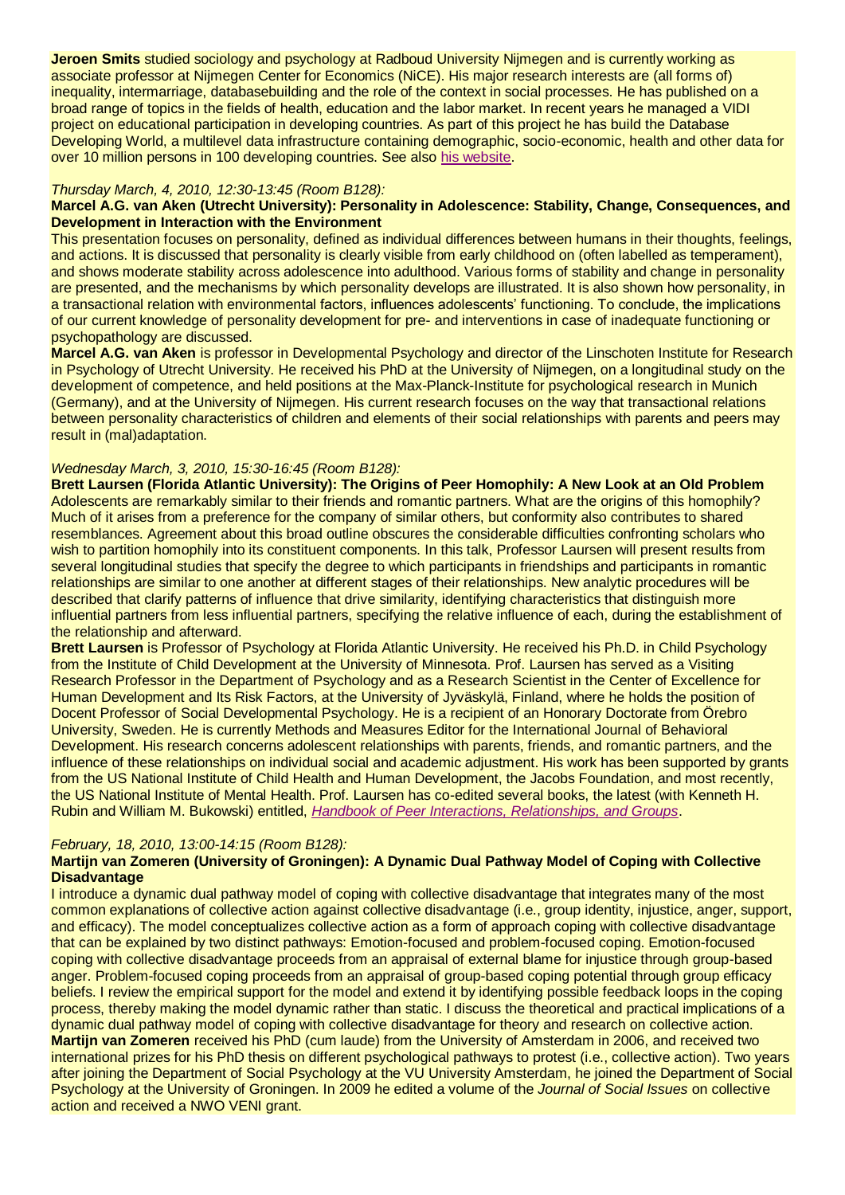**Jeroen Smits** studied sociology and psychology at Radboud University Nijmegen and is currently working as associate professor at Nijmegen Center for Economics (NiCE). His major research interests are (all forms of) inequality, intermarriage, databasebuilding and the role of the context in social processes. He has published on a broad range of topics in the fields of health, education and the labor market. In recent years he managed a VIDI project on educational participation in developing countries. As part of this project he has build the Database Developing World, a multilevel data infrastructure containing demographic, socio-economic, health and other data for over 10 million persons in 100 developing countries. See also his website.

*Thursday March, 4, 2010, 12:30-13:45 (Room B128):*

**Marcel A.G. van Aken (Utrecht University): Personality in Adolescence: Stability, Change, Consequences, and Development in Interaction with the Environment**

This presentation focuses on personality, defined as individual differences between humans in their thoughts, feelings, and actions. It is discussed that personality is clearly visible from early childhood on (often labelled as temperament), and shows moderate stability across adolescence into adulthood. Various forms of stability and change in personality are presented, and the mechanisms by which personality develops are illustrated. It is also shown how personality, in a transactional relation with environmental factors, influences adolescents' functioning. To conclude, the implications of our current knowledge of personality development for pre- and interventions in case of inadequate functioning or psychopathology are discussed.

**Marcel A.G. van Aken** is professor in Developmental Psychology and director of the Linschoten Institute for Research in Psychology of Utrecht University. He received his PhD at the University of Nijmegen, on a longitudinal study on the development of competence, and held positions at the Max-Planck-Institute for psychological research in Munich (Germany), and at the University of Nijmegen. His current research focuses on the way that transactional relations between personality characteristics of children and elements of their social relationships with parents and peers may result in (mal)adaptation.

*Wednesday March, 3, 2010, 15:30-16:45 (Room B128):*

**Brett Laursen (Florida Atlantic University): The Origins of Peer Homophily: A New Look at an Old Problem**

Adolescents are remarkably similar to their friends and romantic partners. What are the origins of this homophily? Much of it arises from a preference for the company of similar others, but conformity also contributes to shared resemblances. Agreement about this broad outline obscures the considerable difficulties confronting scholars who wish to partition homophily into its constituent components. In this talk, Professor Laursen will present results from several longitudinal studies that specify the degree to which participants in friendships and participants in romantic relationships are similar to one another at different stages of their relationships. New analytic procedures will be described that clarify patterns of influence that drive similarity, identifying characteristics that distinguish more influential partners from less influential partners, specifying the relative influence of each, during the establishment of the relationship and afterward.

**Brett Laursen** is Professor of Psychology at Florida Atlantic University. He received his Ph.D. in Child Psychology from the Institute of Child Development at the University of Minnesota. Prof. Laursen has served as a Visiting Research Professor in the Department of Psychology and as a Research Scientist in the Center of Excellence for Human Development and Its Risk Factors, at the University of Jyväskylä, Finland, where he holds the position of Docent Professor of Social Developmental Psychology. He is a recipient of an Honorary Doctorate from Örebro University, Sweden. He is currently Methods and Measures Editor for the International Journal of Behavioral Development. His research concerns adolescent relationships with parents, friends, and romantic partners, and the influence of these relationships on individual social and academic adjustment. His work has been supported by grants from the US National Institute of Child Health and Human Development, the Jacobs Foundation, and most recently, the US National Institute of Mental Health. Prof. Laursen has co-edited several books, the latest (with Kenneth H. Rubin and William M. Bukowski) entitled, *Handbook of Peer Interactions, Relationships, and Groups*.

*February, 18, 2010, 13:00-14:15 (Room B128):*

**Martijn van Zomeren (University of Groningen): A Dynamic Dual Pathway Model of Coping with Collective Disadvantage**

I introduce a dynamic dual pathway model of coping with collective disadvantage that integrates many of the most common explanations of collective action against collective disadvantage (i.e., group identity, injustice, anger, support, and efficacy). The model conceptualizes collective action as a form of approach coping with collective disadvantage that can be explained by two distinct pathways: Emotion-focused and problem-focused coping. Emotion-focused coping with collective disadvantage proceeds from an appraisal of external blame for injustice through group-based anger. Problem-focused coping proceeds from an appraisal of group-based coping potential through group efficacy beliefs. I review the empirical support for the model and extend it by identifying possible feedback loops in the coping process, thereby making the model dynamic rather than static. I discuss the theoretical and practical implications of a dynamic dual pathway model of coping with collective disadvantage for theory and research on collective action.

**Martijn van Zomeren** received his PhD (cum laude) from the University of Amsterdam in 2006, and received two international prizes for his PhD thesis on different psychological pathways to protest (i.e., collective action). Two years after joining the Department of Social Psychology at the VU University Amsterdam, he joined the Department of Social Psychology at the University of Groningen. In 2009 he edited a volume of the *Journal of Social Issues* on collective action and received a NWO VENI grant.